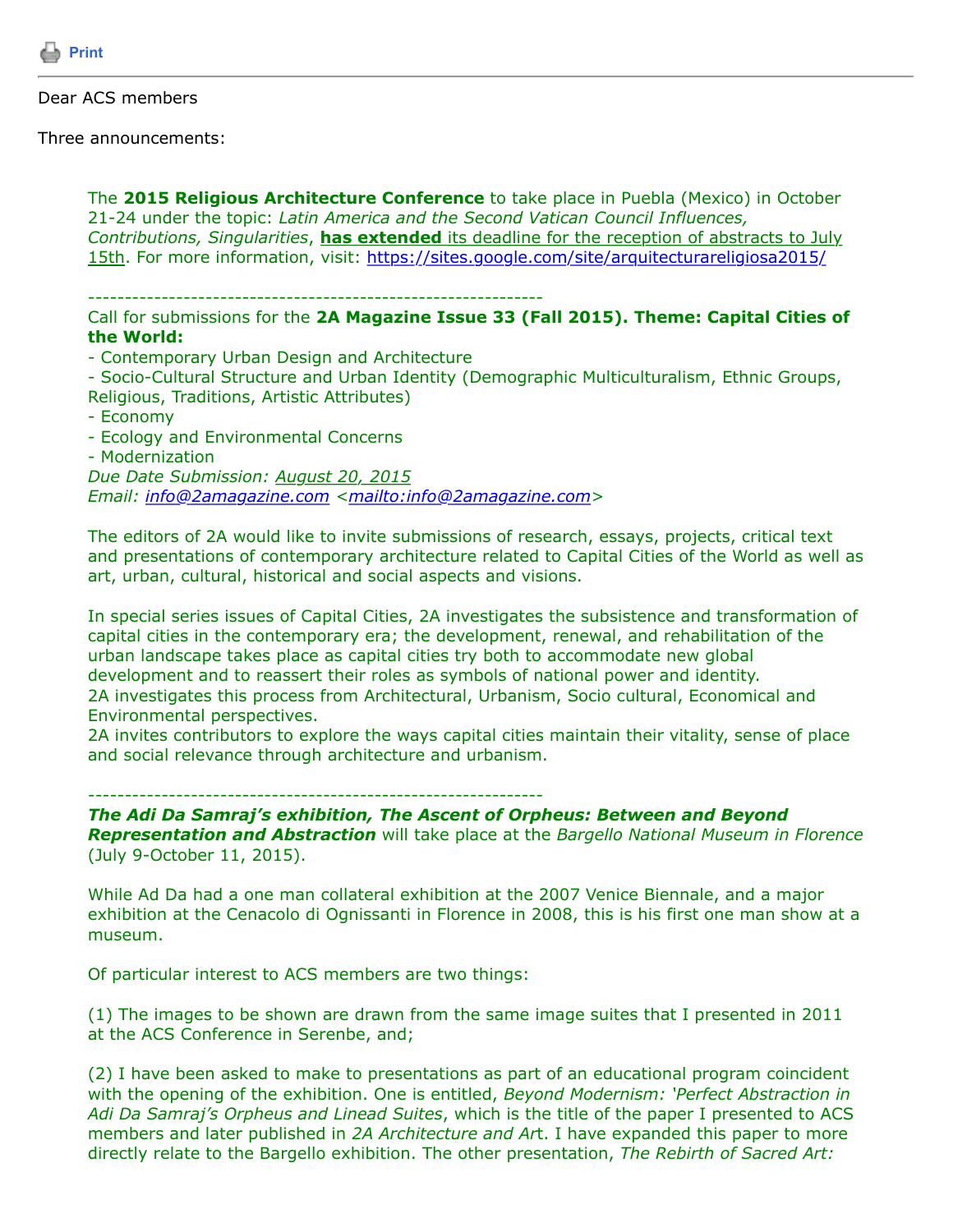Print

Dear ACS members

Three announcements:

The **2015 Religious Architecture Conference** to take place in Puebla (Mexico) in October 21-24 under the topic: *Latin America and the Second Vatican Council Influences, Contributions, Singularities*, **has extended** its deadline for the reception of abstracts to July 15th. For more information, visit: https://sites.google.com/site/arquitecturareligiosa2015/

---------------------------------------------------------------

Call for submissions for the **2A Magazine Issue 33 (Fall 2015). Theme: Capital Cities of the World:**

- Contemporary Urban Design and Architecture
- Socio-Cultural Structure and Urban Identity (Demographic Multiculturalism, Ethnic Groups, Religious, Traditions, Artistic Attributes)
- Economy
- Ecology and Environmental Concerns
- Modernization

*Due Date Submission: August 20, 2015*
*Email: info@2amagazine.com <mailto:info@2amagazine.com>*

The editors of 2A would like to invite submissions of research, essays, projects, critical text and presentations of contemporary architecture related to Capital Cities of the World as well as art, urban, cultural, historical and social aspects and visions.

In special series issues of Capital Cities, 2A investigates the subsistence and transformation of capital cities in the contemporary era; the development, renewal, and rehabilitation of the urban landscape takes place as capital cities try both to accommodate new global development and to reassert their roles as symbols of national power and identity.
2A investigates this process from Architectural, Urbanism, Socio cultural, Economical and Environmental perspectives.
2A invites contributors to explore the ways capital cities maintain their vitality, sense of place and social relevance through architecture and urbanism.

---------------------------------------------------------------

***The Adi Da Samraj's exhibition, The Ascent of Orpheus: Between and Beyond Representation and Abstraction*** will take place at the *Bargello National Museum in Florence* (July 9-October 11, 2015).

While Ad Da had a one man collateral exhibition at the 2007 Venice Biennale, and a major exhibition at the Cenacolo di Ognissanti in Florence in 2008, this is his first one man show at a museum.

Of particular interest to ACS members are two things:

(1) The images to be shown are drawn from the same image suites that I presented in 2011 at the ACS Conference in Serenbe, and;

(2) I have been asked to make to presentations as part of an educational program coincident with the opening of the exhibition. One is entitled, *Beyond Modernism: 'Perfect Abstraction in Adi Da Samraj's Orpheus and Linead Suites*, which is the title of the paper I presented to ACS members and later published in *2A Architecture and Ar*t. I have expanded this paper to more directly relate to the Bargello exhibition. The other presentation, *The Rebirth of Sacred Art:*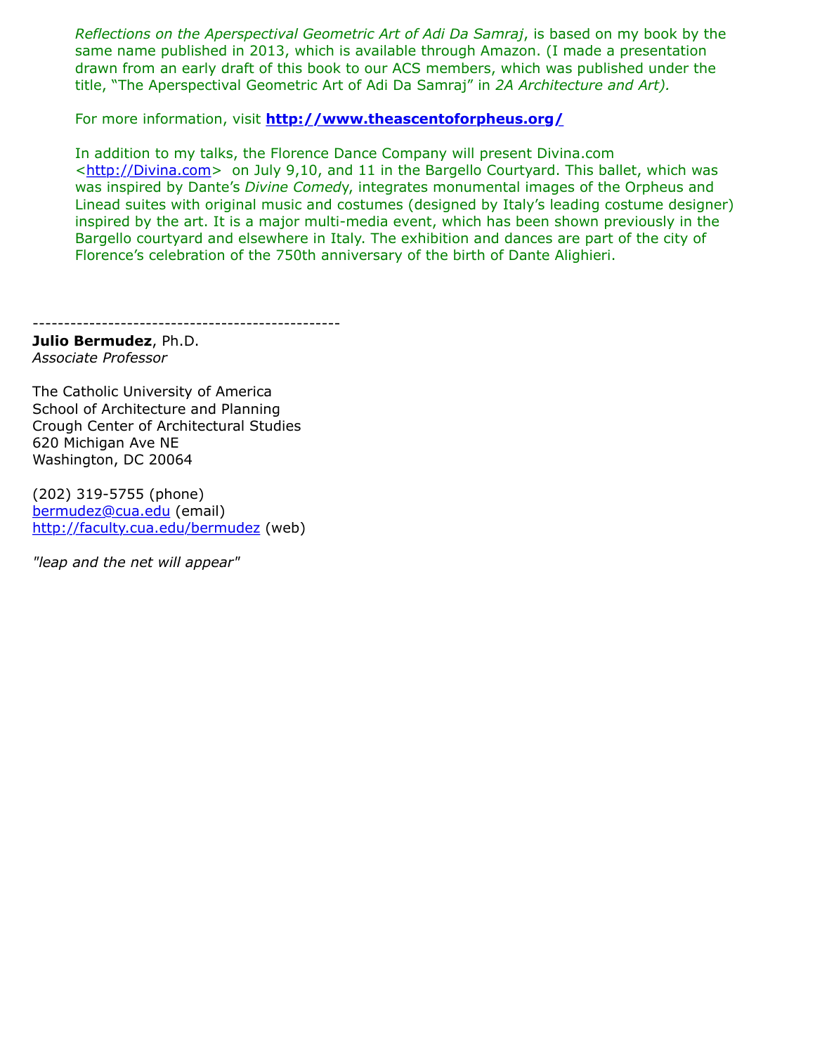*Reflections on the Aperspectival Geometric Art of Adi Da Samraj*, is based on my book by the same name published in 2013, which is available through Amazon. (I made a presentation drawn from an early draft of this book to our ACS members, which was published under the title, "The Aperspectival Geometric Art of Adi Da Samraj" in *2A Architecture and Art).*

For more information, visit **http://www.theascentoforpheus.org/**

In addition to my talks, the Florence Dance Company will present Divina.com <http://Divina.com> on July 9,10, and 11 in the Bargello Courtyard. This ballet, which was was inspired by Dante's *Divine Comed*y, integrates monumental images of the Orpheus and Linead suites with original music and costumes (designed by Italy's leading costume designer) inspired by the art. It is a major multi-media event, which has been shown previously in the Bargello courtyard and elsewhere in Italy. The exhibition and dances are part of the city of Florence's celebration of the 750th anniversary of the birth of Dante Alighieri.

-------------------------------------------------

**Julio Bermudez**, Ph.D.
*Associate Professor*

The Catholic University of America
School of Architecture and Planning
Crough Center of Architectural Studies
620 Michigan Ave NE
Washington, DC 20064

(202) 319-5755 (phone)
bermudez@cua.edu (email)
http://faculty.cua.edu/bermudez (web)

*"leap and the net will appear"*